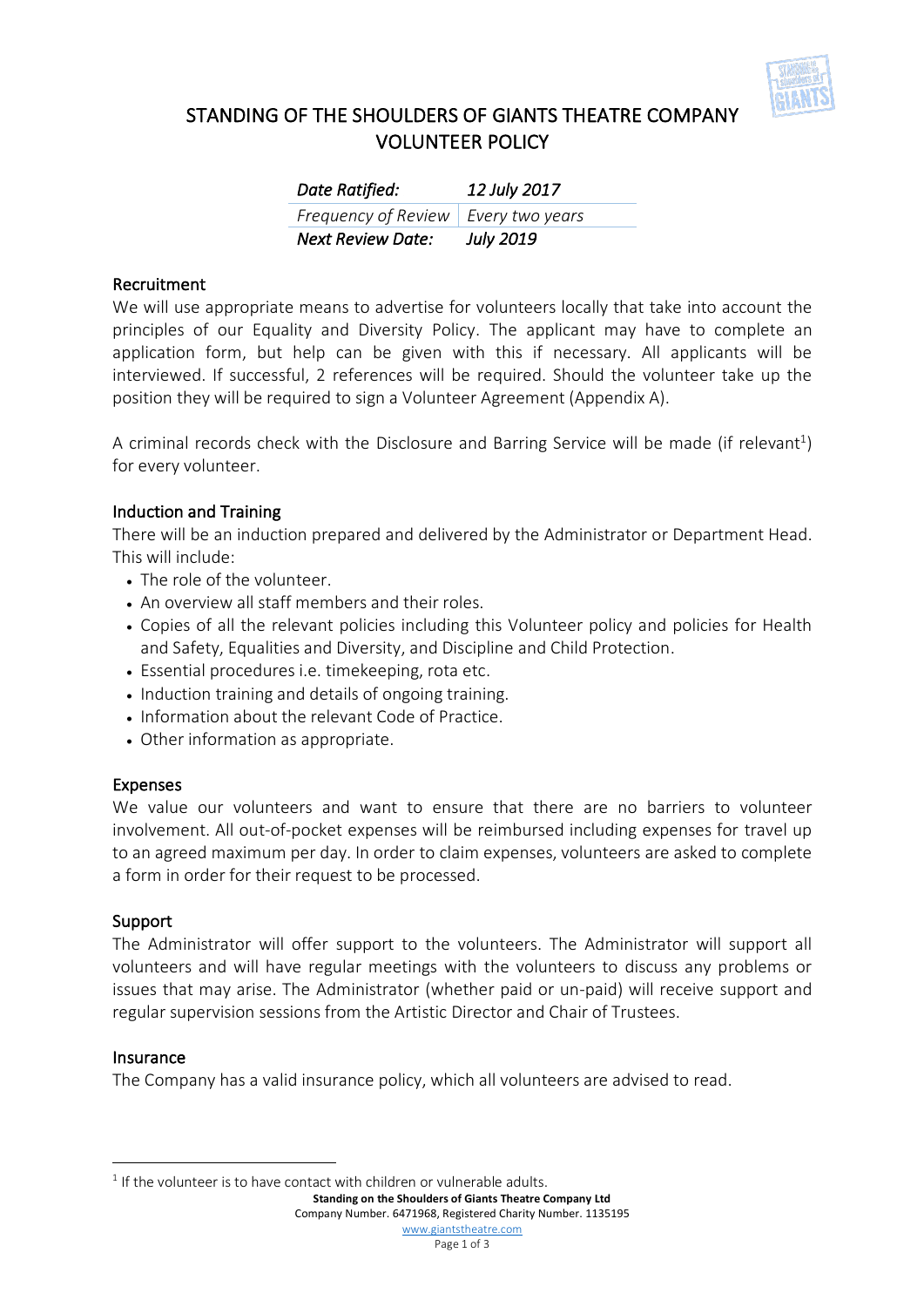# STANDING OF THE SHOULDERS OF GIANTS THEATRE COMPANY VOLUNTEER POLICY

| *Date Ratified:* | *12 July 2017* |
| --- | --- |
| *Frequency of Review* | *Every two years* |
| ***Next Review Date:*** | ***July 2019*** |

## Recruitment

We will use appropriate means to advertise for volunteers locally that take into account the principles of our Equality and Diversity Policy. The applicant may have to complete an application form, but help can be given with this if necessary. All applicants will be interviewed. If successful, 2 references will be required. Should the volunteer take up the position they will be required to sign a Volunteer Agreement (Appendix A).

A criminal records check with the Disclosure and Barring Service will be made (if relevant[1]) for every volunteer.

## Induction and Training

There will be an induction prepared and delivered by the Administrator or Department Head. This will include:

- The role of the volunteer.
- An overview all staff members and their roles.
- Copies of all the relevant policies including this Volunteer policy and policies for Health and Safety, Equalities and Diversity, and Discipline and Child Protection.
- Essential procedures i.e. timekeeping, rota etc.
- Induction training and details of ongoing training.
- Information about the relevant Code of Practice.
- Other information as appropriate.

## Expenses

We value our volunteers and want to ensure that there are no barriers to volunteer involvement. All out-of-pocket expenses will be reimbursed including expenses for travel up to an agreed maximum per day. In order to claim expenses, volunteers are asked to complete a form in order for their request to be processed.

## Support

The Administrator will offer support to the volunteers. The Administrator will support all volunteers and will have regular meetings with the volunteers to discuss any problems or issues that may arise. The Administrator (whether paid or un-paid) will receive support and regular supervision sessions from the Artistic Director and Chair of Trustees.

## Insurance

The Company has a valid insurance policy, which all volunteers are advised to read.

---

[1] If the volunteer is to have contact with children or vulnerable adults.

**Standing on the Shoulders of Giants Theatre Company Ltd**
Company Number. 6471968, Registered Charity Number. 1135195
www.giantstheatre.com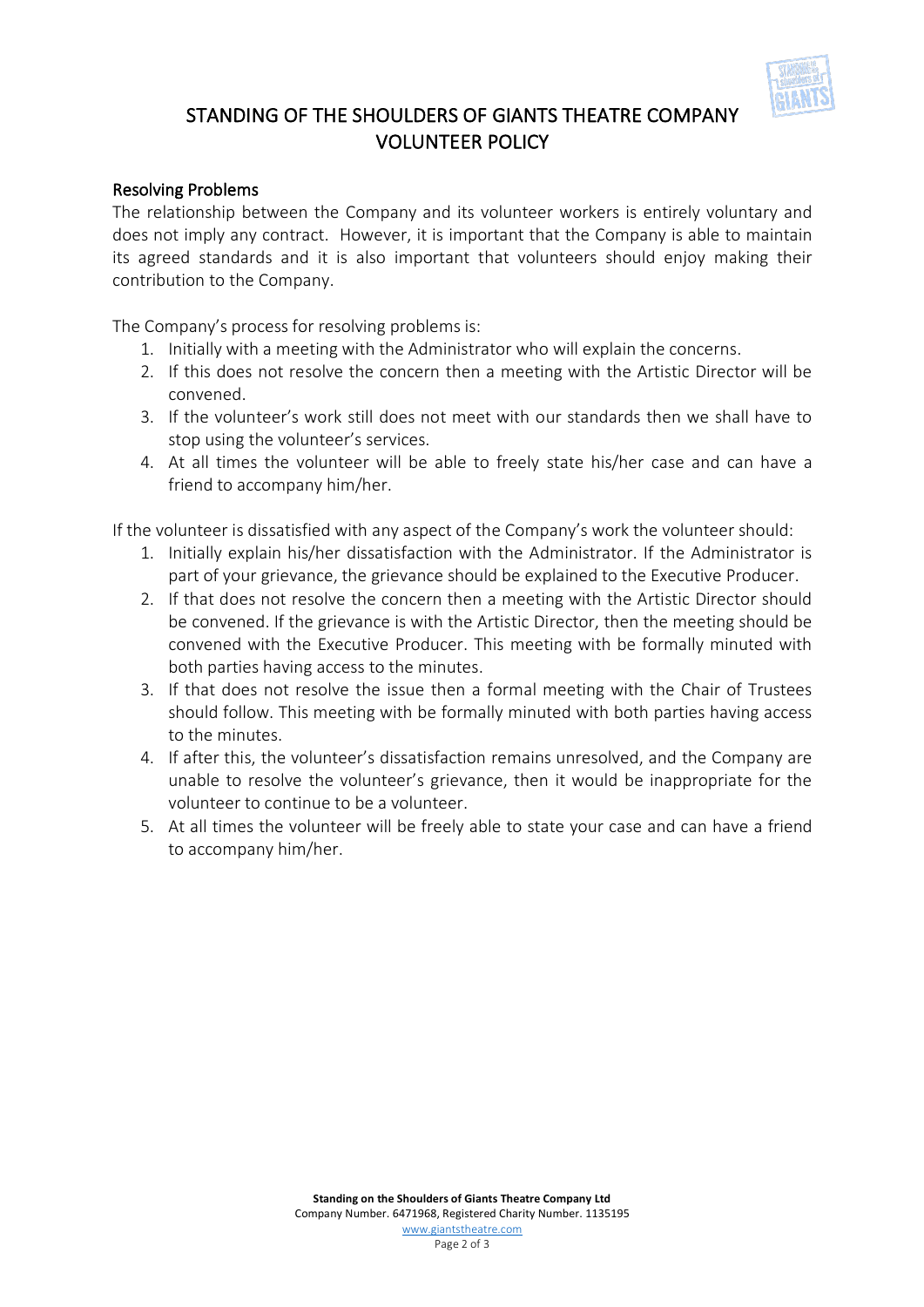# STANDING OF THE SHOULDERS OF GIANTS THEATRE COMPANY VOLUNTEER POLICY

## Resolving Problems

The relationship between the Company and its volunteer workers is entirely voluntary and does not imply any contract. However, it is important that the Company is able to maintain its agreed standards and it is also important that volunteers should enjoy making their contribution to the Company.

The Company's process for resolving problems is:

1. Initially with a meeting with the Administrator who will explain the concerns.
2. If this does not resolve the concern then a meeting with the Artistic Director will be convened.
3. If the volunteer's work still does not meet with our standards then we shall have to stop using the volunteer's services.
4. At all times the volunteer will be able to freely state his/her case and can have a friend to accompany him/her.

If the volunteer is dissatisfied with any aspect of the Company's work the volunteer should:

1. Initially explain his/her dissatisfaction with the Administrator. If the Administrator is part of your grievance, the grievance should be explained to the Executive Producer.
2. If that does not resolve the concern then a meeting with the Artistic Director should be convened. If the grievance is with the Artistic Director, then the meeting should be convened with the Executive Producer. This meeting with be formally minuted with both parties having access to the minutes.
3. If that does not resolve the issue then a formal meeting with the Chair of Trustees should follow. This meeting with be formally minuted with both parties having access to the minutes.
4. If after this, the volunteer's dissatisfaction remains unresolved, and the Company are unable to resolve the volunteer's grievance, then it would be inappropriate for the volunteer to continue to be a volunteer.
5. At all times the volunteer will be freely able to state your case and can have a friend to accompany him/her.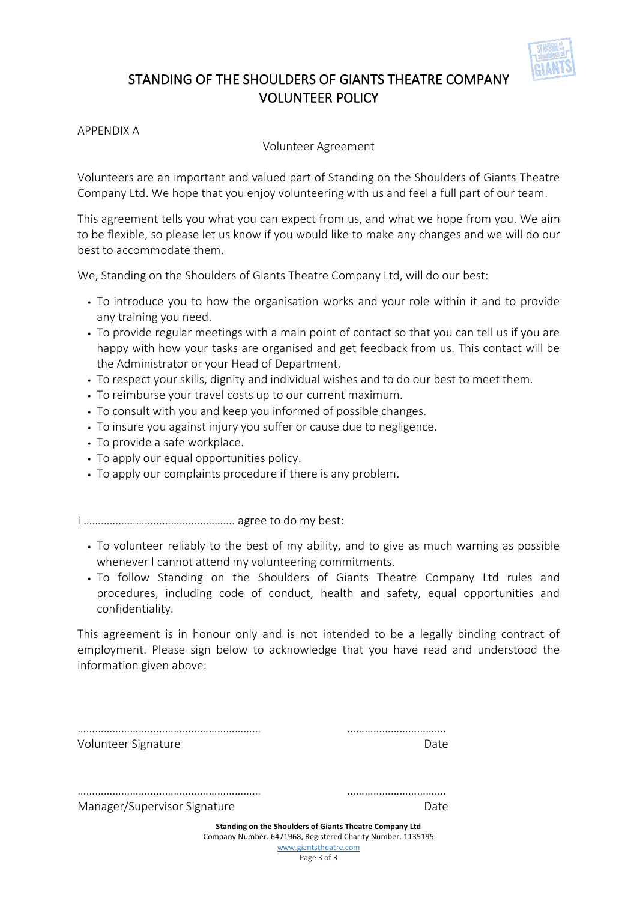# STANDING OF THE SHOULDERS OF GIANTS THEATRE COMPANY VOLUNTEER POLICY

APPENDIX A

## Volunteer Agreement

Volunteers are an important and valued part of Standing on the Shoulders of Giants Theatre Company Ltd. We hope that you enjoy volunteering with us and feel a full part of our team.

This agreement tells you what you can expect from us, and what we hope from you. We aim to be flexible, so please let us know if you would like to make any changes and we will do our best to accommodate them.

We, Standing on the Shoulders of Giants Theatre Company Ltd, will do our best:

- To introduce you to how the organisation works and your role within it and to provide any training you need.
- To provide regular meetings with a main point of contact so that you can tell us if you are happy with how your tasks are organised and get feedback from us. This contact will be the Administrator or your Head of Department.
- To respect your skills, dignity and individual wishes and to do our best to meet them.
- To reimburse your travel costs up to our current maximum.
- To consult with you and keep you informed of possible changes.
- To insure you against injury you suffer or cause due to negligence.
- To provide a safe workplace.
- To apply our equal opportunities policy.
- To apply our complaints procedure if there is any problem.

I ………………………………………….. agree to do my best:

- To volunteer reliably to the best of my ability, and to give as much warning as possible whenever I cannot attend my volunteering commitments.
- To follow Standing on the Shoulders of Giants Theatre Company Ltd rules and procedures, including code of conduct, health and safety, equal opportunities and confidentiality.

This agreement is in honour only and is not intended to be a legally binding contract of employment. Please sign below to acknowledge that you have read and understood the information given above:

……………………………………………………… ……………………………
Volunteer Signature Date

……………………………………………………… ……………………………
Manager/Supervisor Signature Date

**Standing on the Shoulders of Giants Theatre Company Ltd**
Company Number. 6471968, Registered Charity Number. 1135195
www.giantstheatre.com